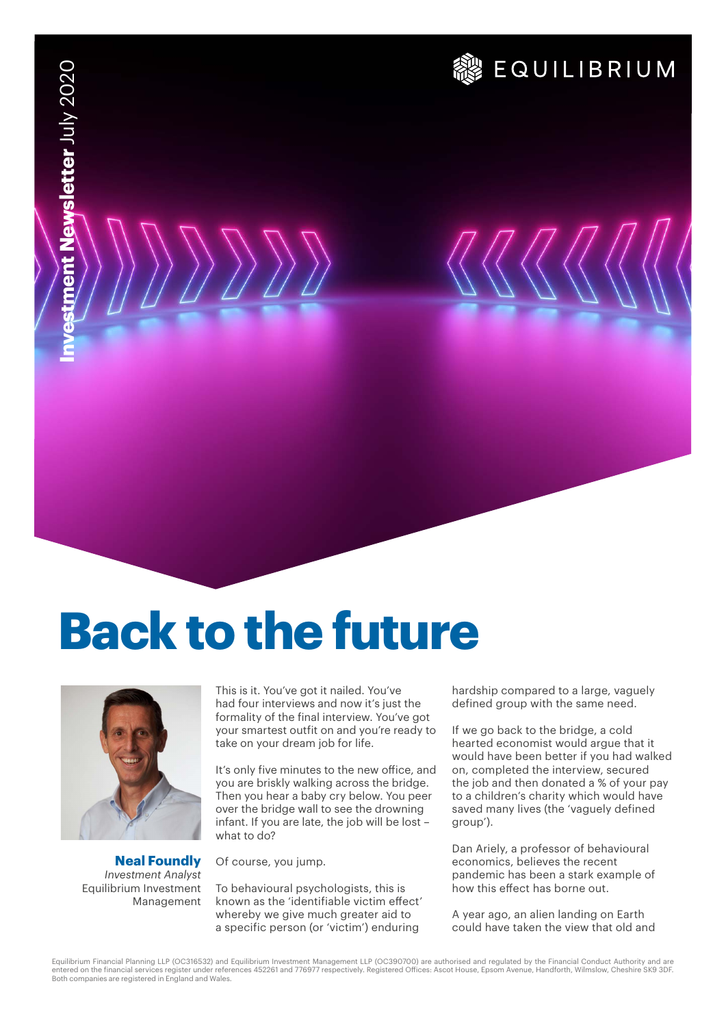**Investment Newsletter** July 2020

EQUILIBRIUM

# Back to the future

**Neal Foundly**
*Investment Analyst*
Equilibrium Investment Management

This is it. You've got it nailed. You've had four interviews and now it's just the formality of the final interview. You've got your smartest outfit on and you're ready to take on your dream job for life.

It's only five minutes to the new office, and you are briskly walking across the bridge. Then you hear a baby cry below. You peer over the bridge wall to see the drowning infant. If you are late, the job will be lost – what to do?

Of course, you jump.

To behavioural psychologists, this is known as the 'identifiable victim effect' whereby we give much greater aid to a specific person (or 'victim') enduring hardship compared to a large, vaguely defined group with the same need.

If we go back to the bridge, a cold hearted economist would argue that it would have been better if you had walked on, completed the interview, secured the job and then donated a % of your pay to a children's charity which would have saved many lives (the 'vaguely defined group').

Dan Ariely, a professor of behavioural economics, believes the recent pandemic has been a stark example of how this effect has borne out.

A year ago, an alien landing on Earth could have taken the view that old and

Equilibrium Financial Planning LLP (OC316532) and Equilibrium Investment Management LLP (OC390700) are authorised and regulated by the Financial Conduct Authority and are entered on the financial services register under references 452261 and 776977 respectively. Registered Offices: Ascot House, Epsom Avenue, Handforth, Wilmslow, Cheshire SK9 3DF. Both companies are registered in England and Wales.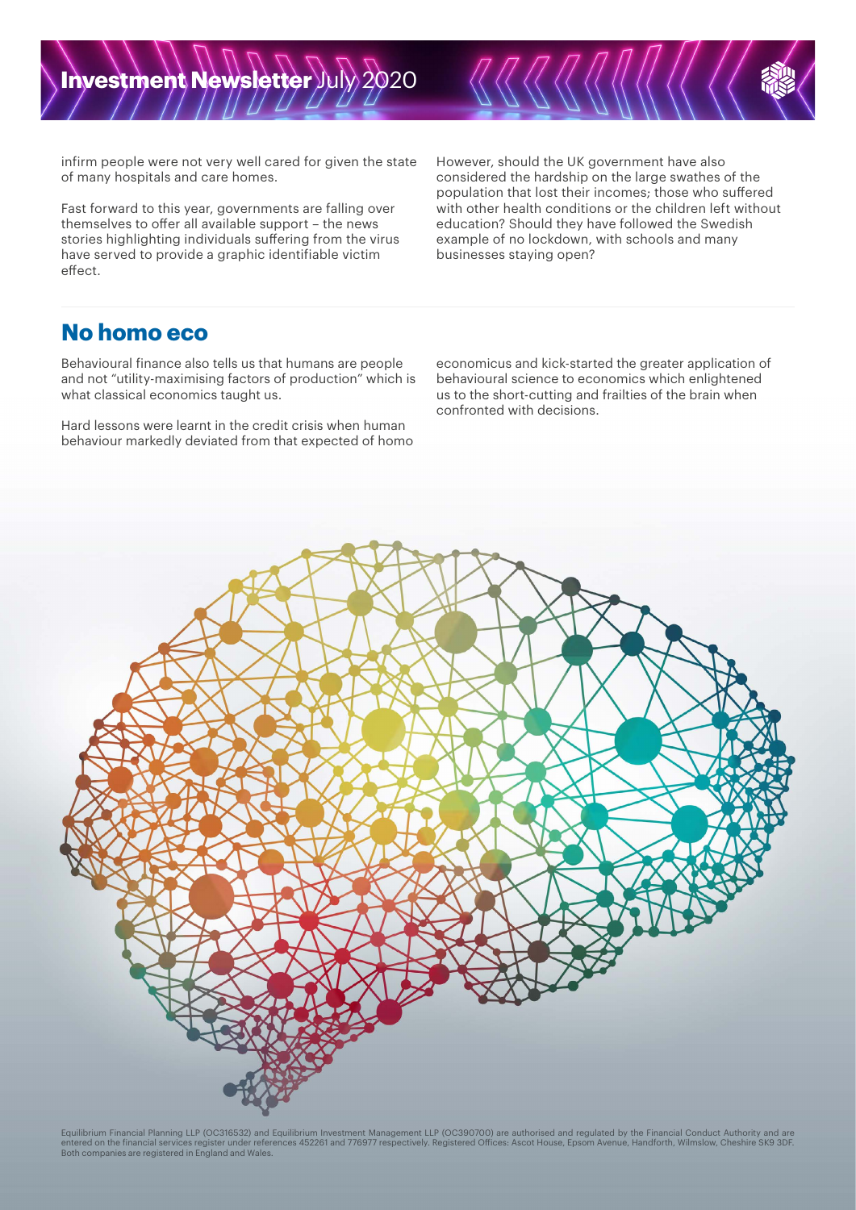infirm people were not very well cared for given the state of many hospitals and care homes.

Fast forward to this year, governments are falling over themselves to offer all available support – the news stories highlighting individuals suffering from the virus have served to provide a graphic identifiable victim effect.

However, should the UK government have also considered the hardship on the large swathes of the population that lost their incomes; those who suffered with other health conditions or the children left without education? Should they have followed the Swedish example of no lockdown, with schools and many businesses staying open?

## No homo eco

Behavioural finance also tells us that humans are people and not "utility-maximising factors of production" which is what classical economics taught us.

Hard lessons were learnt in the credit crisis when human behaviour markedly deviated from that expected of homo economicus and kick-started the greater application of behavioural science to economics which enlightened us to the short-cutting and frailties of the brain when confronted with decisions.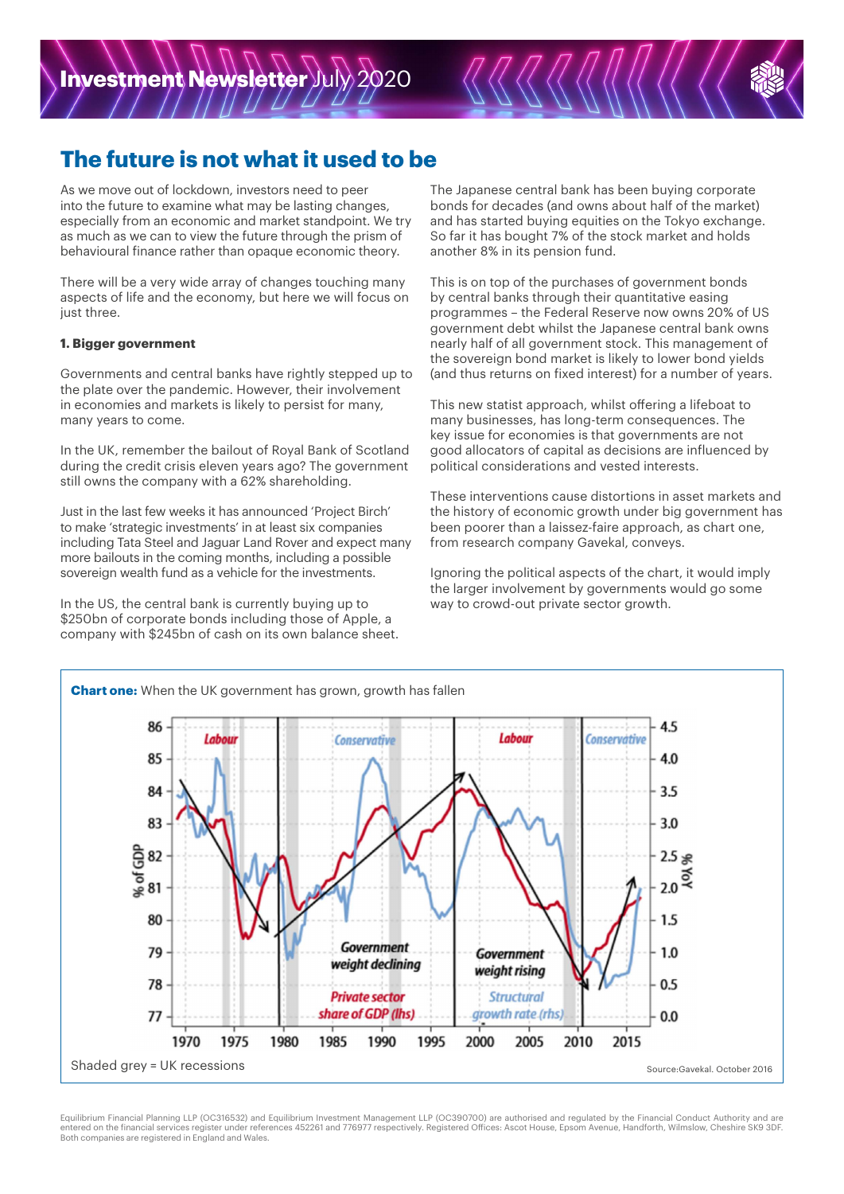# The future is not what it used to be

As we move out of lockdown, investors need to peer into the future to examine what may be lasting changes, especially from an economic and market standpoint. We try as much as we can to view the future through the prism of behavioural finance rather than opaque economic theory.

There will be a very wide array of changes touching many aspects of life and the economy, but here we will focus on just three.

**1. Bigger government**

Governments and central banks have rightly stepped up to the plate over the pandemic. However, their involvement in economies and markets is likely to persist for many, many years to come.

In the UK, remember the bailout of Royal Bank of Scotland during the credit crisis eleven years ago? The government still owns the company with a 62% shareholding.

Just in the last few weeks it has announced 'Project Birch' to make 'strategic investments' in at least six companies including Tata Steel and Jaguar Land Rover and expect many more bailouts in the coming months, including a possible sovereign wealth fund as a vehicle for the investments.

In the US, the central bank is currently buying up to $250bn of corporate bonds including those of Apple, a company with $245bn of cash on its own balance sheet.

The Japanese central bank has been buying corporate bonds for decades (and owns about half of the market) and has started buying equities on the Tokyo exchange. So far it has bought 7% of the stock market and holds another 8% in its pension fund.

This is on top of the purchases of government bonds by central banks through their quantitative easing programmes – the Federal Reserve now owns 20% of US government debt whilst the Japanese central bank owns nearly half of all government stock. This management of the sovereign bond market is likely to lower bond yields (and thus returns on fixed interest) for a number of years.

This new statist approach, whilst offering a lifeboat to many businesses, has long-term consequences. The key issue for economies is that governments are not good allocators of capital as decisions are influenced by political considerations and vested interests.

These interventions cause distortions in asset markets and the history of economic growth under big government has been poorer than a laissez-faire approach, as chart one, from research company Gavekal, conveys.

Ignoring the political aspects of the chart, it would imply the larger involvement by governments would go some way to crowd-out private sector growth.

**Chart one:** When the UK government has grown, growth has fallen

Shaded grey = UK recessions

Source:Gavekal. October 2016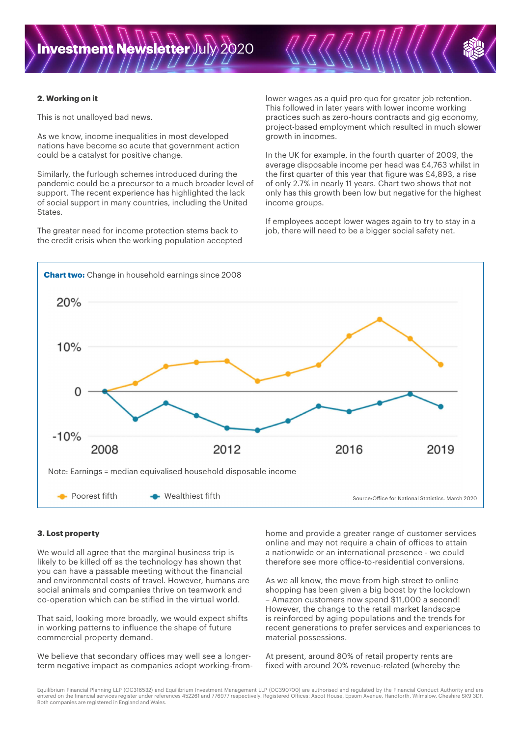### 2. Working on it

This is not unalloyed bad news.

As we know, income inequalities in most developed nations have become so acute that government action could be a catalyst for positive change.

Similarly, the furlough schemes introduced during the pandemic could be a precursor to a much broader level of support. The recent experience has highlighted the lack of social support in many countries, including the United States.

The greater need for income protection stems back to the credit crisis when the working population accepted lower wages as a quid pro quo for greater job retention. This followed in later years with lower income working practices such as zero-hours contracts and gig economy, project-based employment which resulted in much slower growth in incomes.

In the UK for example, in the fourth quarter of 2009, the average disposable income per head was £4,763 whilst in the first quarter of this year that figure was £4,893, a rise of only 2.7% in nearly 11 years. Chart two shows that not only has this growth been low but negative for the highest income groups.

If employees accept lower wages again to try to stay in a job, there will need to be a bigger social safety net.

**Chart two:** Change in household earnings since 2008

Note: Earnings = median equivalised household disposable income

Poorest fifth — Wealthiest fifth

Source: Office for National Statistics. March 2020

### 3. Lost property

We would all agree that the marginal business trip is likely to be killed off as the technology has shown that you can have a passable meeting without the financial and environmental costs of travel. However, humans are social animals and companies thrive on teamwork and co-operation which can be stifled in the virtual world.

That said, looking more broadly, we would expect shifts in working patterns to influence the shape of future commercial property demand.

We believe that secondary offices may well see a longer-term negative impact as companies adopt working-from-home and provide a greater range of customer services online and may not require a chain of offices to attain a nationwide or an international presence - we could therefore see more office-to-residential conversions.

As we all know, the move from high street to online shopping has been given a big boost by the lockdown – Amazon customers now spend $11,000 a second! However, the change to the retail market landscape is reinforced by aging populations and the trends for recent generations to prefer services and experiences to material possessions.

At present, around 80% of retail property rents are fixed with around 20% revenue-related (whereby the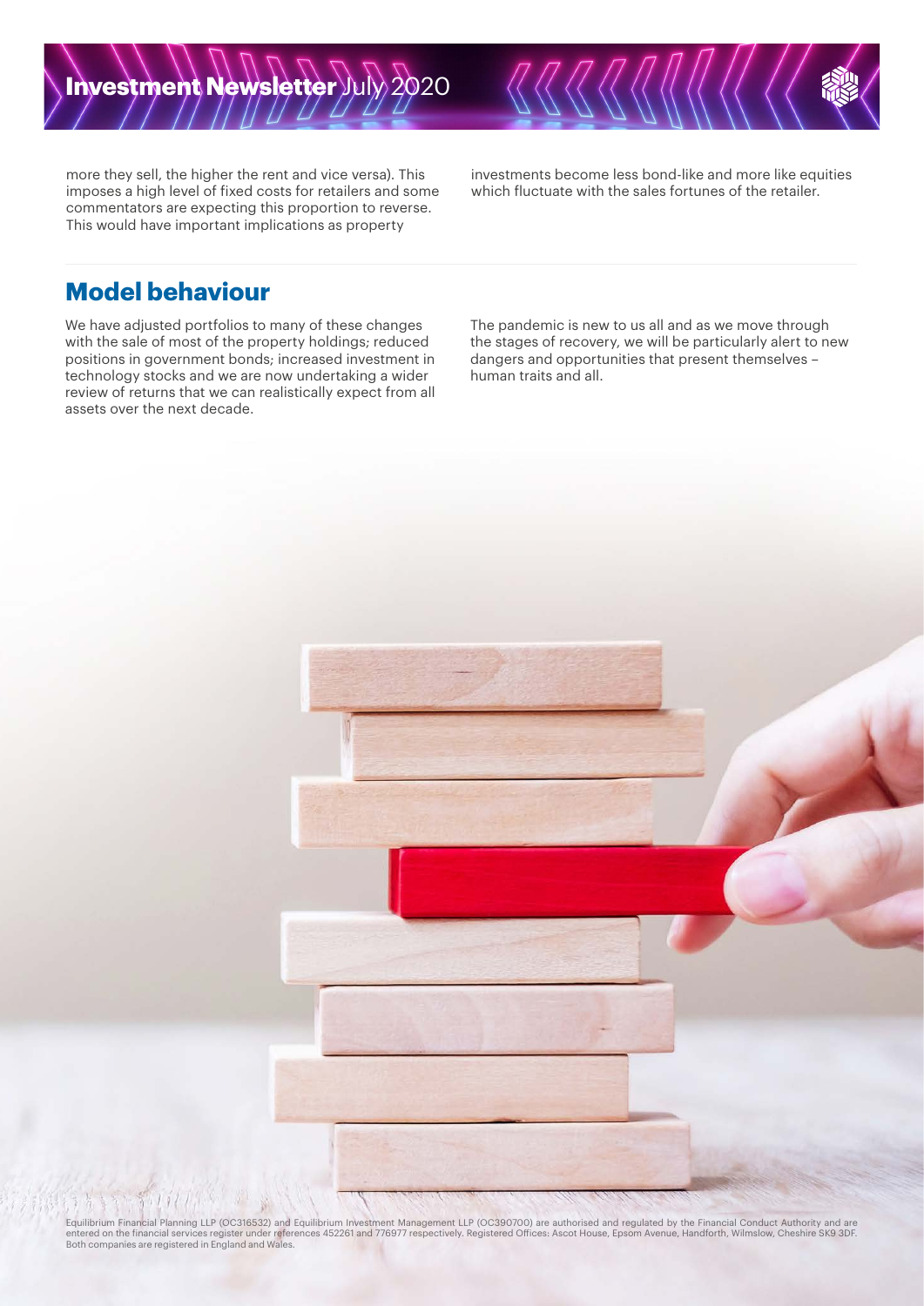more they sell, the higher the rent and vice versa). This imposes a high level of fixed costs for retailers and some commentators are expecting this proportion to reverse. This would have important implications as property investments become less bond-like and more like equities which fluctuate with the sales fortunes of the retailer.

## Model behaviour

We have adjusted portfolios to many of these changes with the sale of most of the property holdings; reduced positions in government bonds; increased investment in technology stocks and we are now undertaking a wider review of returns that we can realistically expect from all assets over the next decade.

The pandemic is new to us all and as we move through the stages of recovery, we will be particularly alert to new dangers and opportunities that present themselves – human traits and all.

Equilibrium Financial Planning LLP (OC316532) and Equilibrium Investment Management LLP (OC390700) are authorised and regulated by the Financial Conduct Authority and are entered on the financial services register under references 452261 and 776977 respectively. Registered Offices: Ascot House, Epsom Avenue, Handforth, Wilmslow, Cheshire SK9 3DF. Both companies are registered in England and Wales.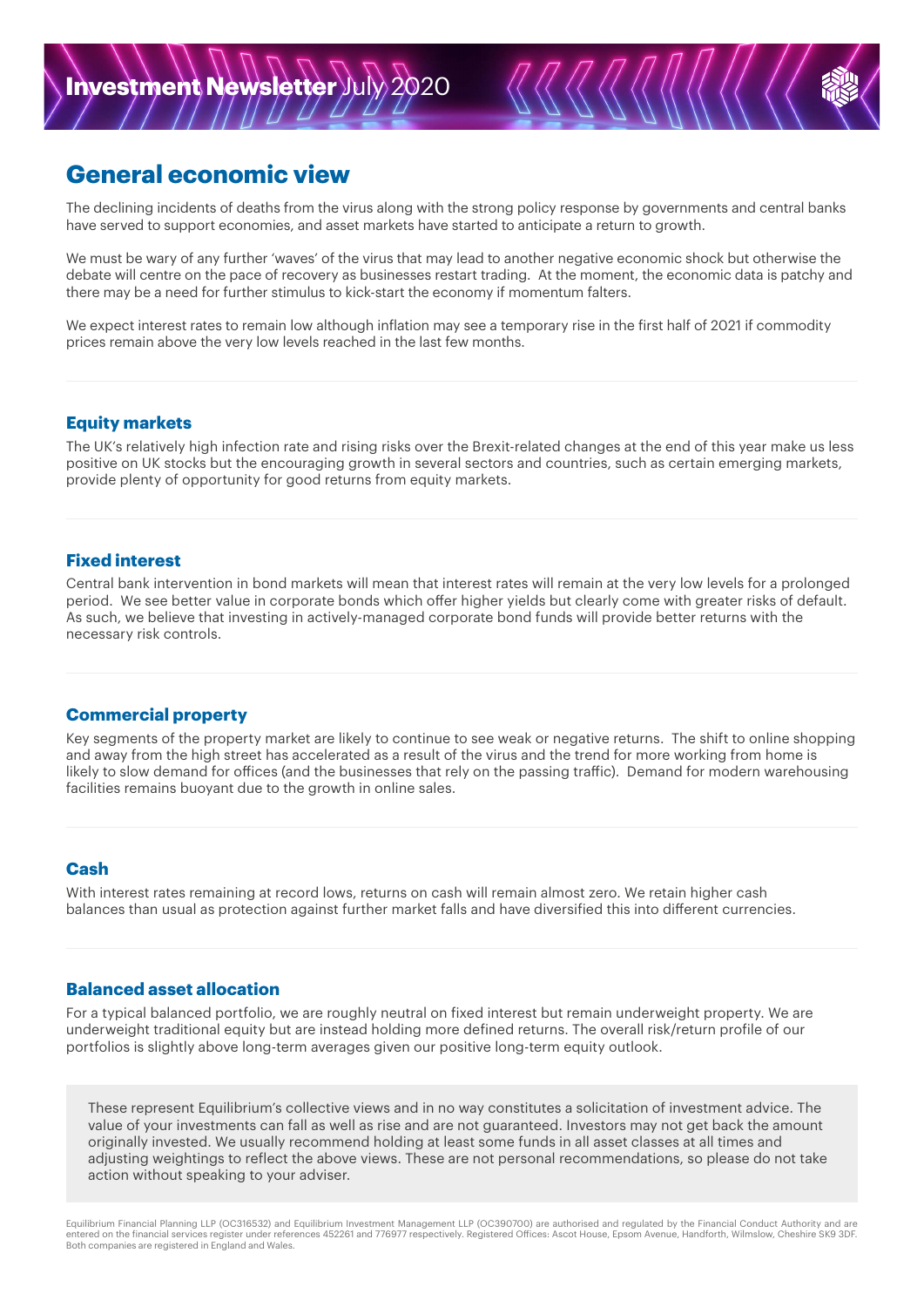# Investment Newsletter July 2020

## General economic view

The declining incidents of deaths from the virus along with the strong policy response by governments and central banks have served to support economies, and asset markets have started to anticipate a return to growth.

We must be wary of any further 'waves' of the virus that may lead to another negative economic shock but otherwise the debate will centre on the pace of recovery as businesses restart trading. At the moment, the economic data is patchy and there may be a need for further stimulus to kick-start the economy if momentum falters.

We expect interest rates to remain low although inflation may see a temporary rise in the first half of 2021 if commodity prices remain above the very low levels reached in the last few months.

### Equity markets

The UK's relatively high infection rate and rising risks over the Brexit-related changes at the end of this year make us less positive on UK stocks but the encouraging growth in several sectors and countries, such as certain emerging markets, provide plenty of opportunity for good returns from equity markets.

### Fixed interest

Central bank intervention in bond markets will mean that interest rates will remain at the very low levels for a prolonged period. We see better value in corporate bonds which offer higher yields but clearly come with greater risks of default. As such, we believe that investing in actively-managed corporate bond funds will provide better returns with the necessary risk controls.

### Commercial property

Key segments of the property market are likely to continue to see weak or negative returns. The shift to online shopping and away from the high street has accelerated as a result of the virus and the trend for more working from home is likely to slow demand for offices (and the businesses that rely on the passing traffic). Demand for modern warehousing facilities remains buoyant due to the growth in online sales.

### Cash

With interest rates remaining at record lows, returns on cash will remain almost zero. We retain higher cash balances than usual as protection against further market falls and have diversified this into different currencies.

### Balanced asset allocation

For a typical balanced portfolio, we are roughly neutral on fixed interest but remain underweight property. We are underweight traditional equity but are instead holding more defined returns. The overall risk/return profile of our portfolios is slightly above long-term averages given our positive long-term equity outlook.

These represent Equilibrium's collective views and in no way constitutes a solicitation of investment advice. The value of your investments can fall as well as rise and are not guaranteed. Investors may not get back the amount originally invested. We usually recommend holding at least some funds in all asset classes at all times and adjusting weightings to reflect the above views. These are not personal recommendations, so please do not take action without speaking to your adviser.

Equilibrium Financial Planning LLP (OC316532) and Equilibrium Investment Management LLP (OC390700) are authorised and regulated by the Financial Conduct Authority and are entered on the financial services register under references 452261 and 776977 respectively. Registered Offices: Ascot House, Epsom Avenue, Handforth, Wilmslow, Cheshire SK9 3DF. Both companies are registered in England and Wales.